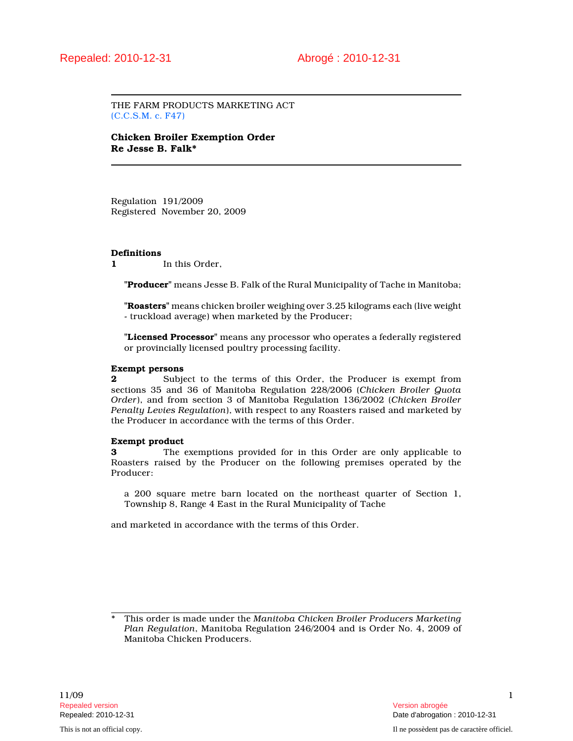Repealed: 2010-12-31 Abrogé : 2010-12-31

THE FARM PRODUCTS MARKETING ACT
(C.C.S.M. c. F47)

**Chicken Broiler Exemption Order Re Jesse B. Falk***

Regulation 191/2009
Registered November 20, 2009

**Definitions**

**1** In this Order,

"**Producer**" means Jesse B. Falk of the Rural Municipality of Tache in Manitoba;

"**Roasters**" means chicken broiler weighing over 3.25 kilograms each (live weight - truckload average) when marketed by the Producer;

"**Licensed Processor**" means any processor who operates a federally registered or provincially licensed poultry processing facility.

**Exempt persons**

**2** Subject to the terms of this Order, the Producer is exempt from sections 35 and 36 of Manitoba Regulation 228/2006 (*Chicken Broiler Quota Order*), and from section 3 of Manitoba Regulation 136/2002 (*Chicken Broiler Penalty Levies Regulation*), with respect to any Roasters raised and marketed by the Producer in accordance with the terms of this Order.

**Exempt product**

**3** The exemptions provided for in this Order are only applicable to Roasters raised by the Producer on the following premises operated by the Producer:

a 200 square metre barn located on the northeast quarter of Section 1, Township 8, Range 4 East in the Rural Municipality of Tache

and marketed in accordance with the terms of this Order.

---

* This order is made under the *Manitoba Chicken Broiler Producers Marketing Plan Regulation*, Manitoba Regulation 246/2004 and is Order No. 4, 2009 of Manitoba Chicken Producers.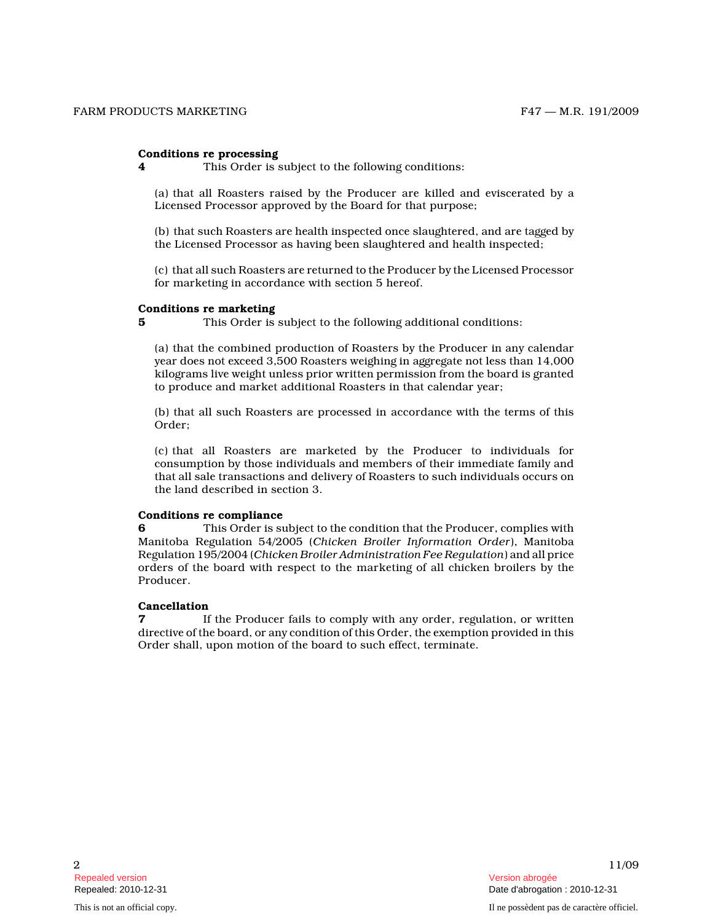**Conditions re processing**

**4** This Order is subject to the following conditions:

(a) that all Roasters raised by the Producer are killed and eviscerated by a Licensed Processor approved by the Board for that purpose;

(b) that such Roasters are health inspected once slaughtered, and are tagged by the Licensed Processor as having been slaughtered and health inspected;

(c) that all such Roasters are returned to the Producer by the Licensed Processor for marketing in accordance with section 5 hereof.

**Conditions re marketing**

**5** This Order is subject to the following additional conditions:

(a) that the combined production of Roasters by the Producer in any calendar year does not exceed 3,500 Roasters weighing in aggregate not less than 14,000 kilograms live weight unless prior written permission from the board is granted to produce and market additional Roasters in that calendar year;

(b) that all such Roasters are processed in accordance with the terms of this Order;

(c) that all Roasters are marketed by the Producer to individuals for consumption by those individuals and members of their immediate family and that all sale transactions and delivery of Roasters to such individuals occurs on the land described in section 3.

**Conditions re compliance**

**6** This Order is subject to the condition that the Producer, complies with Manitoba Regulation 54/2005 (*Chicken Broiler Information Order*), Manitoba Regulation 195/2004 (*Chicken Broiler Administration Fee Regulation*) and all price orders of the board with respect to the marketing of all chicken broilers by the Producer.

**Cancellation**

**7** If the Producer fails to comply with any order, regulation, or written directive of the board, or any condition of this Order, the exemption provided in this Order shall, upon motion of the board to such effect, terminate.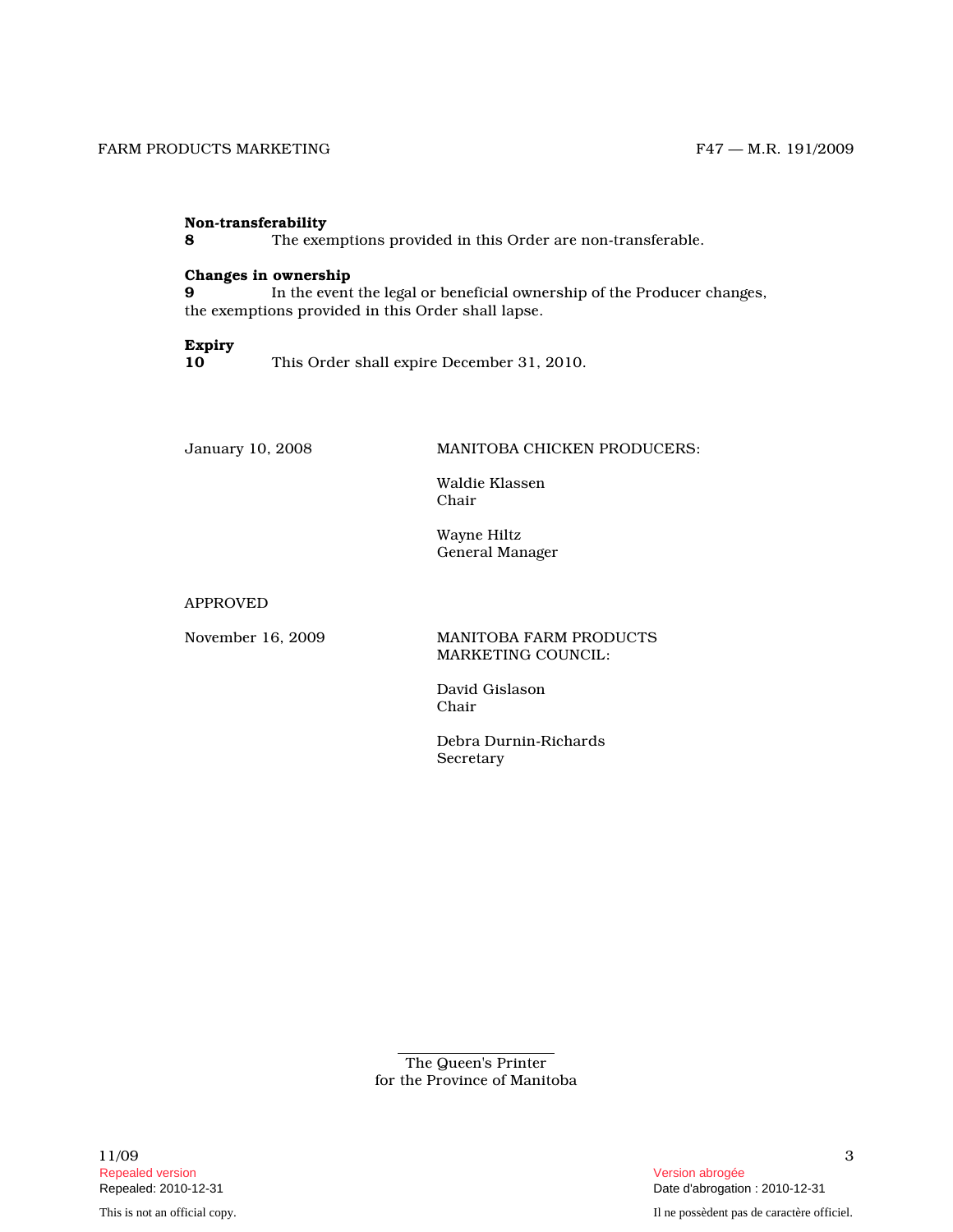**Non-transferability**

**8** The exemptions provided in this Order are non-transferable.

**Changes in ownership**

**9** In the event the legal or beneficial ownership of the Producer changes, the exemptions provided in this Order shall lapse.

**Expiry**

**10** This Order shall expire December 31, 2010.

January 10, 2008

MANITOBA CHICKEN PRODUCERS:

Waldie Klassen
Chair

Wayne Hiltz
General Manager

APPROVED

November 16, 2009

MANITOBA FARM PRODUCTS MARKETING COUNCIL:

David Gislason
Chair

Debra Durnin-Richards
Secretary

The Queen's Printer
for the Province of Manitoba

Repealed version
Repealed: 2010-12-31

Version abrogée
Date d'abrogation : 2010-12-31

This is not an official copy.

Il ne possèdent pas de caractère officiel.